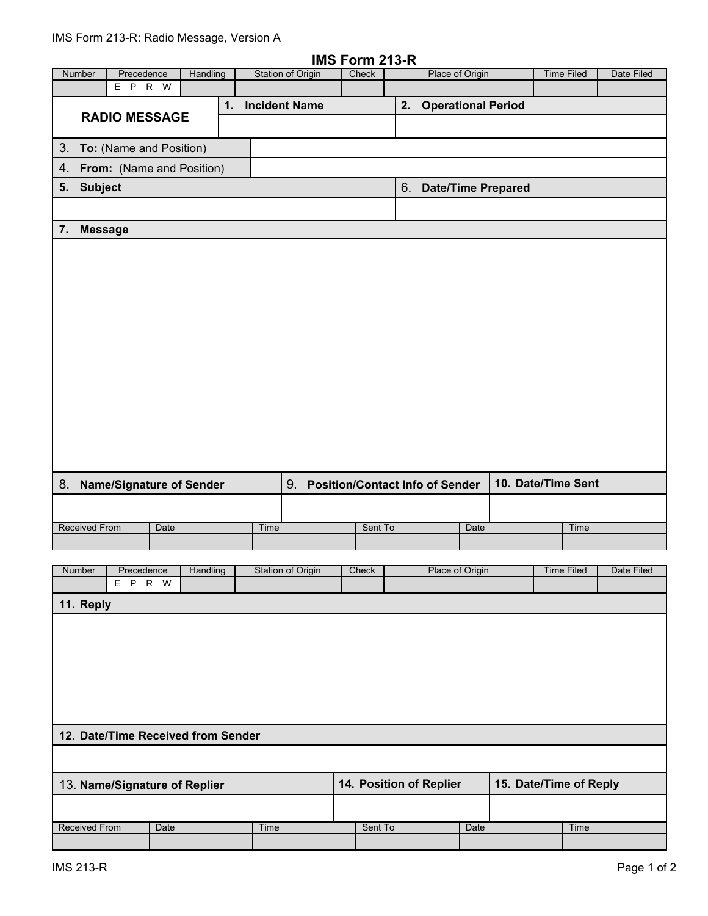IMS Form 213-R: Radio Message, Version A

# IMS Form 213-R

| Number | Precedence | Handling | Station of Origin | Check | Place of Origin | Time Filed | Date Filed |
|---|---|---|---|---|---|---|---|
| | E P R W | | | | | | |

| RADIO MESSAGE | 1. Incident Name | 2. Operational Period |
|---|---|---|
| | | |

| 3. **To:** (Name and Position) | |
|---|---|
| 4. **From:** (Name and Position) | |

| 5. Subject | 6. Date/Time Prepared |
|---|---|
| | |

**7. Message**

| 8. Name/Signature of Sender | 9. Position/Contact Info of Sender | 10. Date/Time Sent |
|---|---|---|
| | | |

| Received From | Date | Time | Sent To | Date | Time |
|---|---|---|---|---|---|
| | | | | | |

| Number | Precedence | Handling | Station of Origin | Check | Place of Origin | Time Filed | Date Filed |
|---|---|---|---|---|---|---|---|
| | E P R W | | | | | | |

**11. Reply**

**12. Date/Time Received from Sender**

| 13. Name/Signature of Replier | 14. Position of Replier | 15. Date/Time of Reply |
|---|---|---|
| | | |

| Received From | Date | Time | Sent To | Date | Time |
|---|---|---|---|---|---|
| | | | | | |

IMS 213-R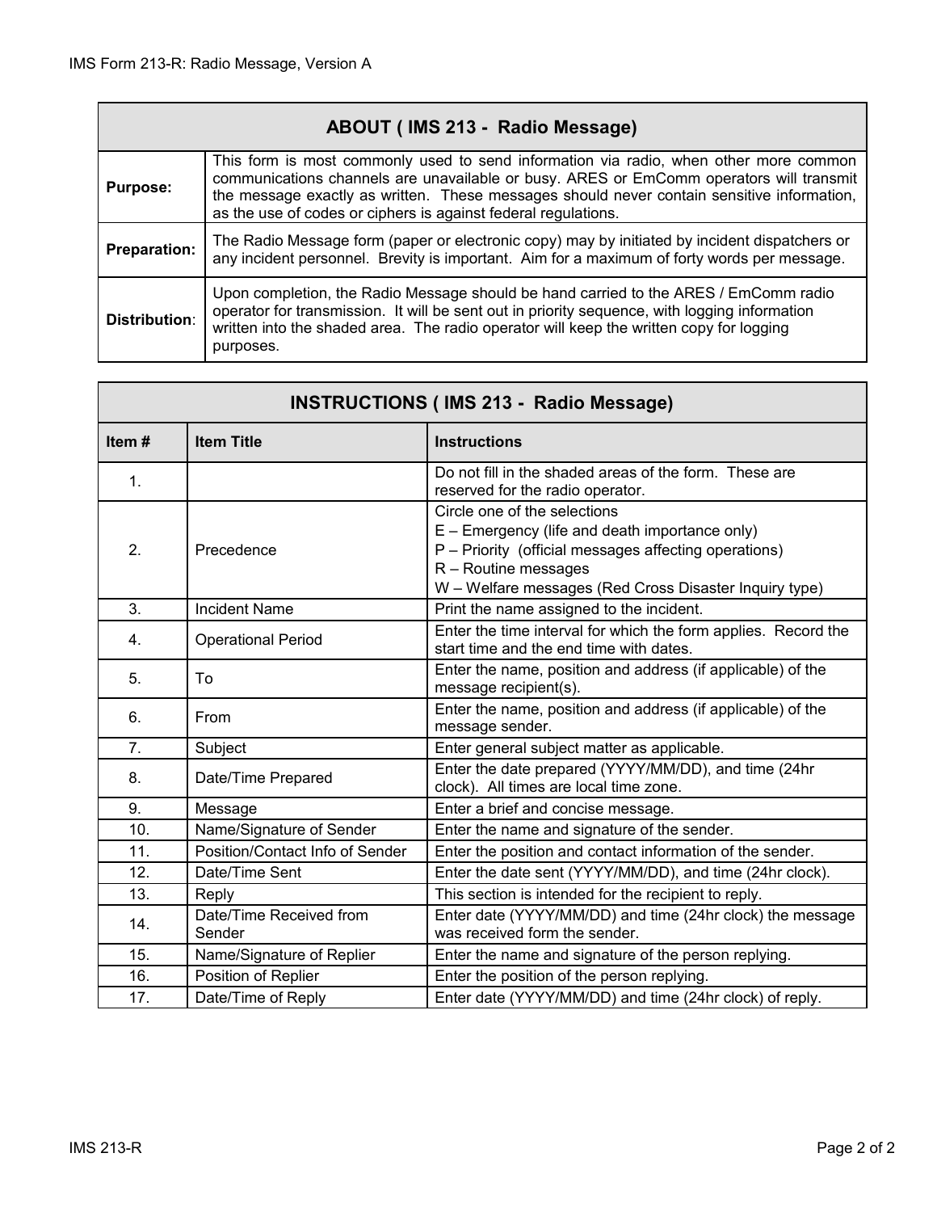| ABOUT ( IMS 213 - Radio Message) | |
|---|---|
| **Purpose:** | This form is most commonly used to send information via radio, when other more common communications channels are unavailable or busy. ARES or EmComm operators will transmit the message exactly as written. These messages should never contain sensitive information, as the use of codes or ciphers is against federal regulations. |
| **Preparation:** | The Radio Message form (paper or electronic copy) may by initiated by incident dispatchers or any incident personnel. Brevity is important. Aim for a maximum of forty words per message. |
| **Distribution**: | Upon completion, the Radio Message should be hand carried to the ARES / EmComm radio operator for transmission. It will be sent out in priority sequence, with logging information written into the shaded area. The radio operator will keep the written copy for logging purposes. |

| INSTRUCTIONS ( IMS 213 - Radio Message) | | |
|---|---|---|
| **Item #** | **Item Title** | **Instructions** |
| 1. | | Do not fill in the shaded areas of the form. These are reserved for the radio operator. |
| 2. | Precedence | Circle one of the selections<br>E – Emergency (life and death importance only)<br>P – Priority (official messages affecting operations)<br>R – Routine messages<br>W – Welfare messages (Red Cross Disaster Inquiry type) |
| 3. | Incident Name | Print the name assigned to the incident. |
| 4. | Operational Period | Enter the time interval for which the form applies. Record the start time and the end time with dates. |
| 5. | To | Enter the name, position and address (if applicable) of the message recipient(s). |
| 6. | From | Enter the name, position and address (if applicable) of the message sender. |
| 7. | Subject | Enter general subject matter as applicable. |
| 8. | Date/Time Prepared | Enter the date prepared (YYYY/MM/DD), and time (24hr clock). All times are local time zone. |
| 9. | Message | Enter a brief and concise message. |
| 10. | Name/Signature of Sender | Enter the name and signature of the sender. |
| 11. | Position/Contact Info of Sender | Enter the position and contact information of the sender. |
| 12. | Date/Time Sent | Enter the date sent (YYYY/MM/DD), and time (24hr clock). |
| 13. | Reply | This section is intended for the recipient to reply. |
| 14. | Date/Time Received from Sender | Enter date (YYYY/MM/DD) and time (24hr clock) the message was received form the sender. |
| 15. | Name/Signature of Replier | Enter the name and signature of the person replying. |
| 16. | Position of Replier | Enter the position of the person replying. |
| 17. | Date/Time of Reply | Enter date (YYYY/MM/DD) and time (24hr clock) of reply. |